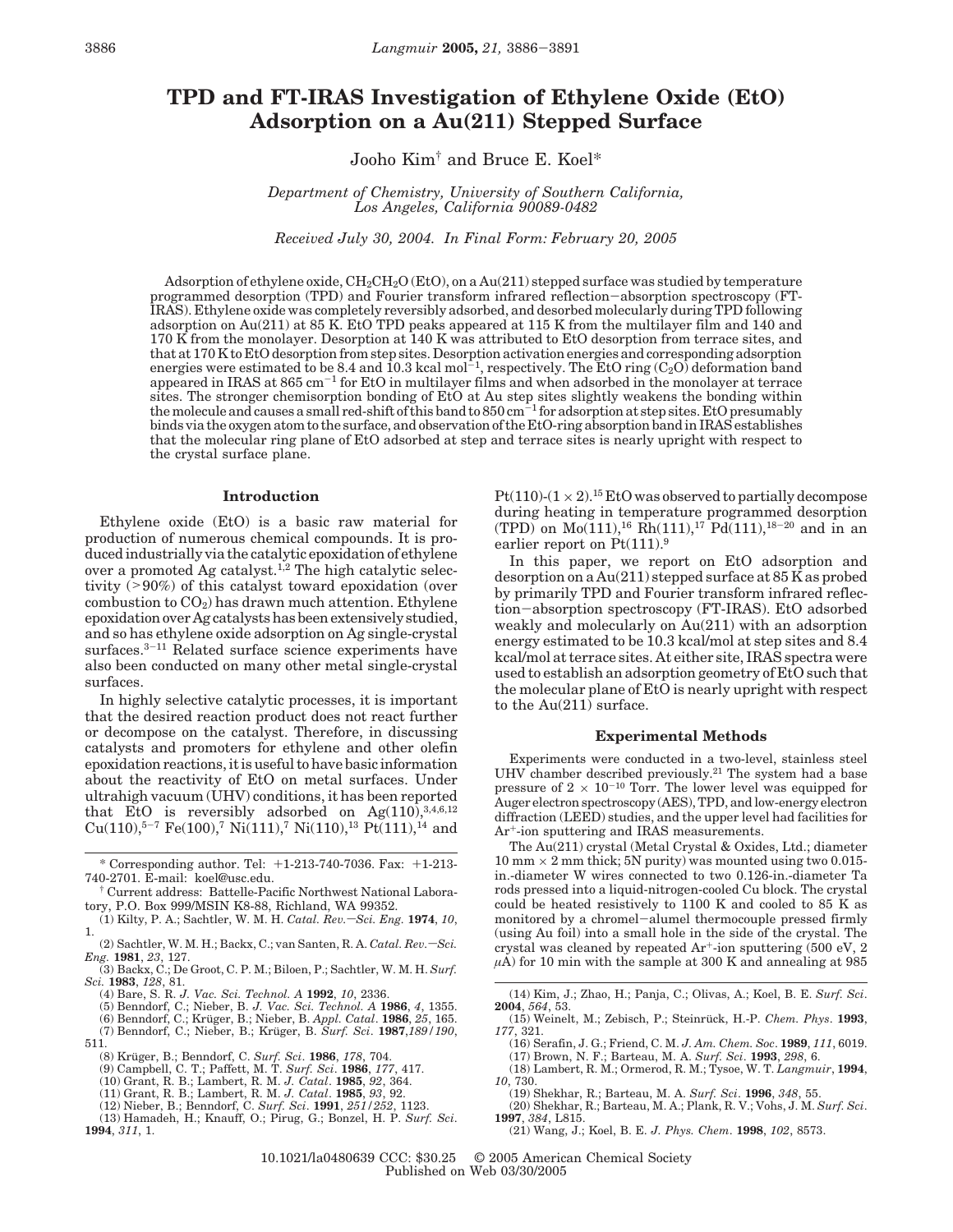# TPD and FT-IRAS Investigation of Ethylene Oxide (EtO) Adsorption on a Au(211) Stepped Surface

Jooho Kim[†] and Bruce E. Koel*

*Department of Chemistry, University of Southern California, Los Angeles, California 90089-0482*

*Received July 30, 2004. In Final Form: February 20, 2005*

Adsorption of ethylene oxide, $CH_2CH_2O$ (EtO), on a Au(211) stepped surface was studied by temperature programmed desorption (TPD) and Fourier transform infrared reflection–absorption spectroscopy (FT-IRAS). Ethylene oxide was completely reversibly adsorbed, and desorbed molecularly during TPD following adsorption on Au(211) at 85 K. EtO TPD peaks appeared at 115 K from the multilayer film and 140 and 170 K from the monolayer. Desorption at 140 K was attributed to EtO desorption from terrace sites, and that at 170 K to EtO desorption from step sites. Desorption activation energies and corresponding adsorption energies were estimated to be 8.4 and 10.3 kcal $mol^{-1}$, respectively. The EtO ring ($C_2O$) deformation band appeared in IRAS at 865 $cm^{-1}$ for EtO in multilayer films and when adsorbed in the monolayer at terrace sites. The stronger chemisorption bonding of EtO at Au step sites slightly weakens the bonding within the molecule and causes a small red-shift of this band to 850 $cm^{-1}$ for adsorption at step sites. EtO presumably binds via the oxygen atom to the surface, and observation of the EtO-ring absorption band in IRAS establishes that the molecular ring plane of EtO adsorbed at step and terrace sites is nearly upright with respect to the crystal surface plane.

## Introduction

Ethylene oxide (EtO) is a basic raw material for production of numerous chemical compounds. It is produced industrially via the catalytic epoxidation of ethylene over a promoted Ag catalyst.[1,2] The high catalytic selectivity (>90%) of this catalyst toward epoxidation (over combustion to $CO_2$) has drawn much attention. Ethylene epoxidation over Ag catalysts has been extensively studied, and so has ethylene oxide adsorption on Ag single-crystal surfaces.[3–11] Related surface science experiments have also been conducted on many other metal single-crystal surfaces.

In highly selective catalytic processes, it is important that the desired reaction product does not react further or decompose on the catalyst. Therefore, in discussing catalysts and promoters for ethylene and other olefin epoxidation reactions, it is useful to have basic information about the reactivity of EtO on metal surfaces. Under ultrahigh vacuum (UHV) conditions, it has been reported that EtO is reversibly adsorbed on Ag(110),[3,4,6,12] Cu(110),[5–7] Fe(100),[7] Ni(111),[7] Ni(110),[13] Pt(111),[14] and Pt(110)-(1 × 2).[15] EtO was observed to partially decompose during heating in temperature programmed desorption (TPD) on Mo(111),[16] Rh(111),[17] Pd(111),[18–20] and in an earlier report on Pt(111).[9]

In this paper, we report on EtO adsorption and desorption on a Au(211) stepped surface at 85 K as probed by primarily TPD and Fourier transform infrared reflection–absorption spectroscopy (FT-IRAS). EtO adsorbed weakly and molecularly on Au(211) with an adsorption energy estimated to be 10.3 kcal/mol at step sites and 8.4 kcal/mol at terrace sites. At either site, IRAS spectra were used to establish an adsorption geometry of EtO such that the molecular plane of EtO is nearly upright with respect to the Au(211) surface.

## Experimental Methods

Experiments were conducted in a two-level, stainless steel UHV chamber described previously.[21] The system had a base pressure of 2 × $10^{-10}$ Torr. The lower level was equipped for Auger electron spectroscopy (AES), TPD, and low-energy electron diffraction (LEED) studies, and the upper level had facilities for $Ar^+$-ion sputtering and IRAS measurements.

The Au(211) crystal (Metal Crystal & Oxides, Ltd.; diameter 10 mm × 2 mm thick; 5N purity) was mounted using two 0.015-in.-diameter W wires connected to two 0.126-in.-diameter Ta rods pressed into a liquid-nitrogen-cooled Cu block. The crystal could be heated resistively to 1100 K and cooled to 85 K as monitored by a chromel–alumel thermocouple pressed firmly (using Au foil) into a small hole in the side of the crystal. The crystal was cleaned by repeated $Ar^+$-ion sputtering (500 eV, 2 μA) for 10 min with the sample at 300 K and annealing at 985

---

\* Corresponding author. Tel: +1-213-740-7036. Fax: +1-213-740-2701. E-mail: koel@usc.edu.

† Current address: Battelle-Pacific Northwest National Laboratory, P.O. Box 999/MSIN K8-88, Richland, WA 99352.

(1) Kilty, P. A.; Sachtler, W. M. H. *Catal. Rev.—Sci. Eng.* **1974**, *10*, 1.
(2) Sachtler, W. M. H.; Backx, C.; van Santen, R. A. *Catal. Rev.—Sci. Eng.* **1981**, *23*, 127.
(3) Backx, C.; De Groot, C. P. M.; Biloen, P.; Sachtler, W. M. H. *Surf. Sci.* **1983**, *128*, 81.
(4) Bare, S. R. *J. Vac. Sci. Technol. A* **1992**, *10*, 2336.
(5) Benndorf, C.; Nieber, B. *J. Vac. Sci. Technol. A* **1986**, *4*, 1355.
(6) Benndorf, C.; Krüger, B.; Nieber, B. *Appl. Catal.* **1986**, *25*, 165.
(7) Benndorf, C.; Nieber, B.; Krüger, B. *Surf. Sci.* **1987**, *189/190*, 511.
(8) Krüger, B.; Benndorf, C. *Surf. Sci.* **1986**, *178*, 704.
(9) Campbell, C. T.; Paffett, M. T. *Surf. Sci.* **1986**, *177*, 417.
(10) Grant, R. B.; Lambert, R. M. *J. Catal.* **1985**, *92*, 364.
(11) Grant, R. B.; Lambert, R. M. *J. Catal.* **1985**, *93*, 92.
(12) Nieber, B.; Benndorf, C. *Surf. Sci.* **1991**, *251/252*, 1123.
(13) Hamadeh, H.; Knauff, O.; Pirug, G.; Bonzel, H. P. *Surf. Sci.* **1994**, *311*, 1.
(14) Kim, J.; Zhao, H.; Panja, C.; Olivas, A.; Koel, B. E. *Surf. Sci.* **2004**, *564*, 53.
(15) Weinelt, M.; Zebisch, P.; Steinrück, H.-P. *Chem. Phys.* **1993**, *177*, 321.
(16) Serafin, J. G.; Friend, C. M. *J. Am. Chem. Soc.* **1989**, *111*, 6019.
(17) Brown, N. F.; Barteau, M. A. *Surf. Sci.* **1993**, *298*, 6.
(18) Lambert, R. M.; Ormerod, R. M.; Tysoe, W. T. *Langmuir*, **1994**, *10*, 730.
(19) Shekhar, R.; Barteau, M. A. *Surf. Sci.* **1996**, *348*, 55.
(20) Shekhar, R.; Barteau, M. A.; Plank, R. V.; Vohs, J. M. *Surf. Sci.* **1997**, *384*, L815.
(21) Wang, J.; Koel, B. E. *J. Phys. Chem.* **1998**, *102*, 8573.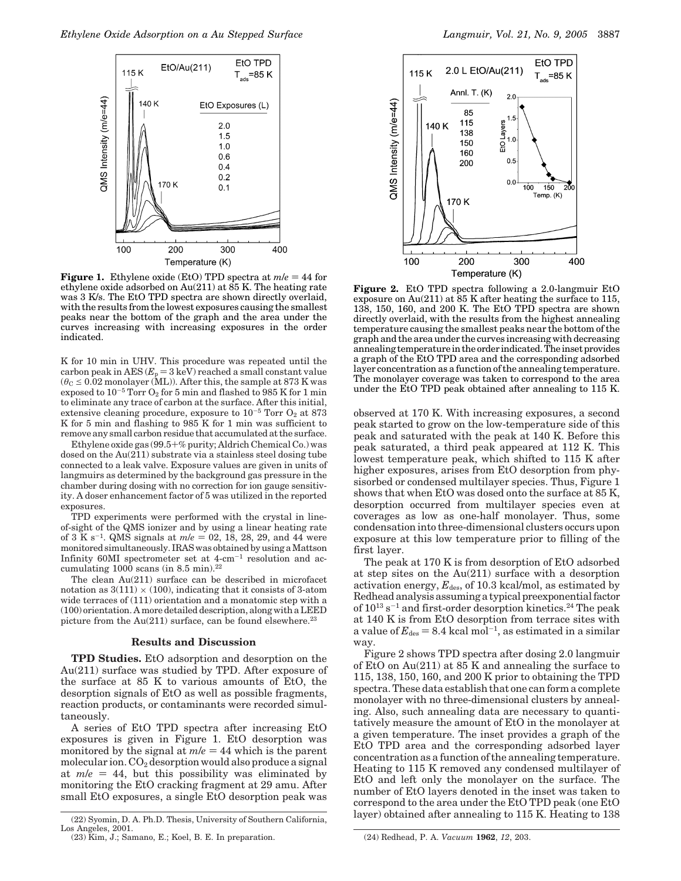**Figure 1.** Ethylene oxide (EtO) TPD spectra at $m/e = 44$ for ethylene oxide adsorbed on Au(211) at 85 K. The heating rate was 3 K/s. The EtO TPD spectra are shown directly overlaid, with the results from the lowest exposures causing the smallest peaks near the bottom of the graph and the area under the curves increasing with increasing exposures in the order indicated.

K for 10 min in UHV. This procedure was repeated until the carbon peak in AES ($E_p = 3$ keV) reached a small constant value ($\theta_C \leq 0.02$ monolayer (ML)). After this, the sample at 873 K was exposed to $10^{-5}$ Torr $O_2$ for 5 min and flashed to 985 K for 1 min to eliminate any trace of carbon at the surface. After this initial, extensive cleaning procedure, exposure to $10^{-5}$ Torr $O_2$ at 873 K for 5 min and flashing to 985 K for 1 min was sufficient to remove any small carbon residue that accumulated at the surface.

Ethylene oxide gas (99.5+% purity; Aldrich Chemical Co.) was dosed on the Au(211) substrate via a stainless steel dosing tube connected to a leak valve. Exposure values are given in units of langmuirs as determined by the background gas pressure in the chamber during dosing with no correction for ion gauge sensitivity. A doser enhancement factor of 5 was utilized in the reported exposures.

TPD experiments were performed with the crystal in line-of-sight of the QMS ionizer and by using a linear heating rate of 3 K $s^{-1}$. QMS signals at $m/e$ = 02, 18, 28, 29, and 44 were monitored simultaneously. IRAS was obtained by using a Mattson Infinity 60MI spectrometer set at 4-$cm^{-1}$ resolution and accumulating 1000 scans (in 8.5 min).[22]

The clean Au(211) surface can be described in microfacet notation as 3(111) × (100), indicating that it consists of 3-atom wide terraces of (111) orientation and a monatomic step with a (100) orientation. A more detailed description, along with a LEED picture from the Au(211) surface, can be found elsewhere.[23]

## Results and Discussion

**TPD Studies.** EtO adsorption and desorption on the Au(211) surface was studied by TPD. After exposure of the surface at 85 K to various amounts of EtO, the desorption signals of EtO as well as possible fragments, reaction products, or contaminants were recorded simultaneously.

A series of EtO TPD spectra after increasing EtO exposures is given in Figure 1. EtO desorption was monitored by the signal at $m/e = 44$ which is the parent molecular ion. $CO_2$ desorption would also produce a signal at $m/e = 44$, but this possibility was eliminated by monitoring the EtO cracking fragment at 29 amu. After small EtO exposures, a single EtO desorption peak was observed at 170 K. With increasing exposures, a second peak started to grow on the low-temperature side of this peak and saturated with the peak at 140 K. Before this peak saturated, a third peak appeared at 112 K. This lowest temperature peak, which shifted to 115 K after higher exposures, arises from EtO desorption from physisorbed or condensed multilayer species. Thus, Figure 1 shows that when EtO was dosed onto the surface at 85 K, desorption occurred from multilayer species even at coverages as low as one-half monolayer. Thus, some condensation into three-dimensional clusters occurs upon exposure at this low temperature prior to filling of the first layer.

The peak at 170 K is from desorption of EtO adsorbed at step sites on the Au(211) surface with a desorption activation energy, $E_{des}$, of 10.3 kcal/mol, as estimated by Redhead analysis assuming a typical preexponential factor of $10^{13}$ $s^{-1}$ and first-order desorption kinetics.[24] The peak at 140 K is from EtO desorption from terrace sites with a value of $E_{des}$ = 8.4 kcal $mol^{-1}$, as estimated in a similar way.

Figure 2 shows TPD spectra after dosing 2.0 langmuir of EtO on Au(211) at 85 K and annealing the surface to 115, 138, 150, 160, and 200 K prior to obtaining the TPD spectra. These data establish that one can form a complete monolayer with no three-dimensional clusters by annealing. Also, such annealing data are necessary to quantitatively measure the amount of EtO in the monolayer at a given temperature. The inset provides a graph of the EtO TPD area and the corresponding adsorbed layer concentration as a function of the annealing temperature. Heating to 115 K removed any condensed multilayer of EtO and left only the monolayer on the surface. The number of EtO layers denoted in the inset was taken to correspond to the area under the EtO TPD peak (one EtO layer) obtained after annealing to 115 K. Heating to 138

**Figure 2.** EtO TPD spectra following a 2.0-langmuir EtO exposure on Au(211) at 85 K after heating the surface to 115, 138, 150, 160, and 200 K. The EtO TPD spectra are shown directly overlaid, with the results from the highest annealing temperature causing the smallest peaks near the bottom of the graph and the area under the curves increasing with decreasing annealing temperature in the order indicated. The inset provides a graph of the EtO TPD area and the corresponding adsorbed layer concentration as a function of the annealing temperature. The monolayer coverage was taken to correspond to the area under the EtO TPD peak obtained after annealing to 115 K.

(22) Syomin, D. A. Ph.D. Thesis, University of Southern California, Los Angeles, 2001.

(23) Kim, J.; Samano, E.; Koel, B. E. In preparation.

(24) Redhead, P. A. *Vacuum* **1962**, *12*, 203.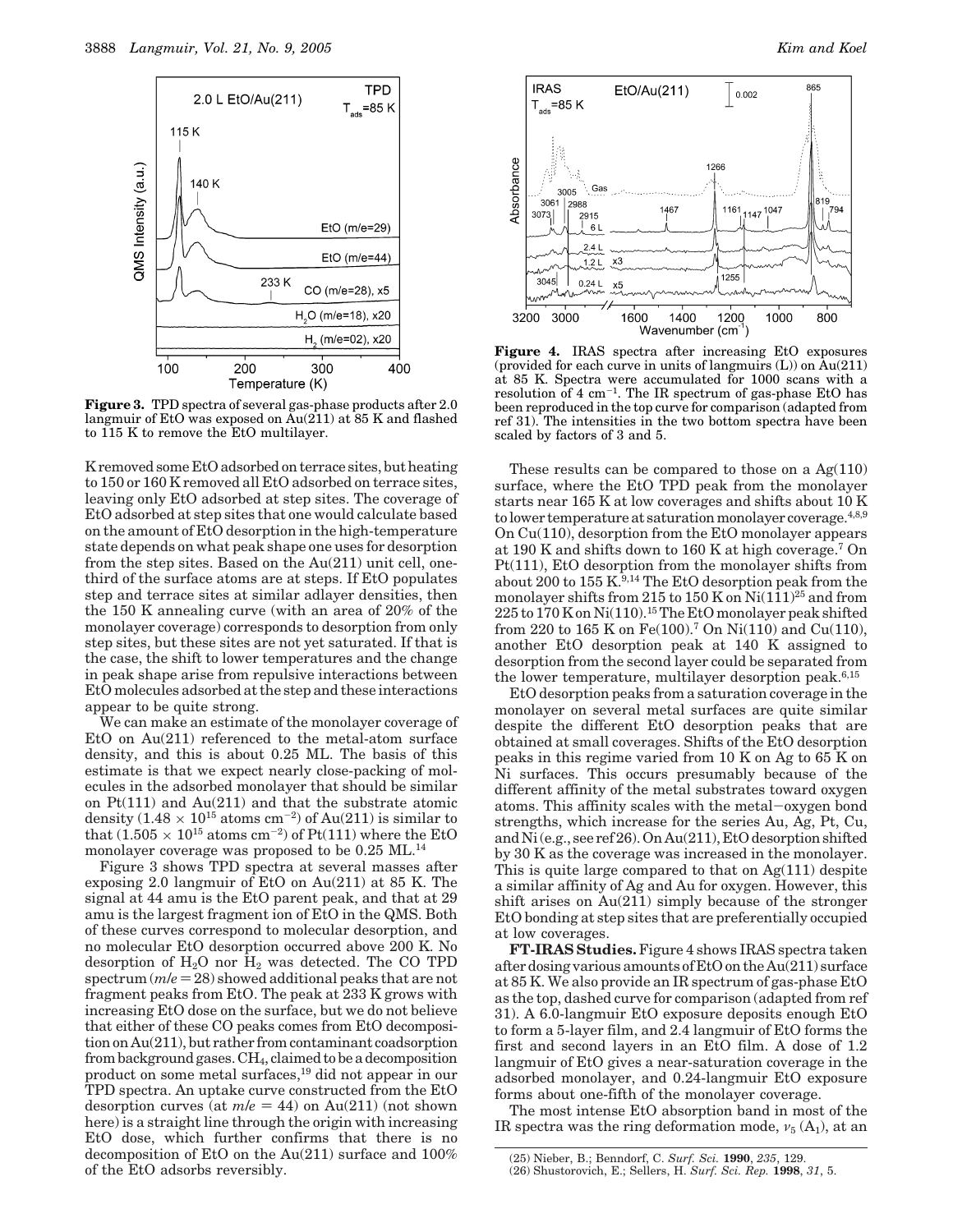**Figure 3.** TPD spectra of several gas-phase products after 2.0 langmuir of EtO was exposed on Au(211) at 85 K and flashed to 115 K to remove the EtO multilayer.

K removed some EtO adsorbed on terrace sites, but heating to 150 or 160 K removed all EtO adsorbed on terrace sites, leaving only EtO adsorbed at step sites. The coverage of EtO adsorbed at step sites that one would calculate based on the amount of EtO desorption in the high-temperature state depends on what peak shape one uses for desorption from the step sites. Based on the Au(211) unit cell, one-third of the surface atoms are at steps. If EtO populates step and terrace sites at similar adlayer densities, then the 150 K annealing curve (with an area of 20% of the monolayer coverage) corresponds to desorption from only step sites, but these sites are not yet saturated. If that is the case, the shift to lower temperatures and the change in peak shape arise from repulsive interactions between EtO molecules adsorbed at the step and these interactions appear to be quite strong.

We can make an estimate of the monolayer coverage of EtO on Au(211) referenced to the metal-atom surface density, and this is about 0.25 ML. The basis of this estimate is that we expect nearly close-packing of molecules in the adsorbed monolayer that should be similar on Pt(111) and Au(211) and that the substrate atomic density ($1.48 \times 10^{15}$ atoms cm$^{-2}$) of Au(211) is similar to that ($1.505 \times 10^{15}$ atoms cm$^{-2}$) of Pt(111) where the EtO monolayer coverage was proposed to be 0.25 ML.[14]

Figure 3 shows TPD spectra at several masses after exposing 2.0 langmuir of EtO on Au(211) at 85 K. The signal at 44 amu is the EtO parent peak, and that at 29 amu is the largest fragment ion of EtO in the QMS. Both of these curves correspond to molecular desorption, and no molecular EtO desorption occurred above 200 K. No desorption of $H_2O$ nor $H_2$ was detected. The CO TPD spectrum ($m/e = 28$) showed additional peaks that are not fragment peaks from EtO. The peak at 233 K grows with increasing EtO dose on the surface, but we do not believe that either of these CO peaks comes from EtO decomposition on Au(211), but rather from contaminant coadsorption from background gases. $CH_4$, claimed to be a decomposition product on some metal surfaces,[19] did not appear in our TPD spectra. An uptake curve constructed from the EtO desorption curves (at $m/e = 44$) on Au(211) (not shown here) is a straight line through the origin with increasing EtO dose, which further confirms that there is no decomposition of EtO on the Au(211) surface and 100% of the EtO adsorbs reversibly.

**Figure 4.** IRAS spectra after increasing EtO exposures (provided for each curve in units of langmuirs (L)) on Au(211) at 85 K. Spectra were accumulated for 1000 scans with a resolution of 4 cm$^{-1}$. The IR spectrum of gas-phase EtO has been reproduced in the top curve for comparison (adapted from ref 31). The intensities in the two bottom spectra have been scaled by factors of 3 and 5.

These results can be compared to those on a Ag(110) surface, where the EtO TPD peak from the monolayer starts near 165 K at low coverages and shifts about 10 K to lower temperature at saturation monolayer coverage.[4,8,9] On Cu(110), desorption from the EtO monolayer appears at 190 K and shifts down to 160 K at high coverage.[7] On Pt(111), EtO desorption from the monolayer shifts from about 200 to 155 K.[9,14] The EtO desorption peak from the monolayer shifts from 215 to 150 K on Ni(111)[25] and from 225 to 170 K on Ni(110).[15] The EtO monolayer peak shifted from 220 to 165 K on Fe(100).[7] On Ni(110) and Cu(110), another EtO desorption peak at 140 K assigned to desorption from the second layer could be separated from the lower temperature, multilayer desorption peak.[6,15]

EtO desorption peaks from a saturation coverage in the monolayer on several metal surfaces are quite similar despite the different EtO desorption peaks that are obtained at small coverages. Shifts of the EtO desorption peaks in this regime varied from 10 K on Ag to 65 K on Ni surfaces. This occurs presumably because of the different affinity of the metal substrates toward oxygen atoms. This affinity scales with the metal−oxygen bond strengths, which increase for the series Au, Ag, Pt, Cu, and Ni (e.g., see ref 26). On Au(211), EtO desorption shifted by 30 K as the coverage was increased in the monolayer. This is quite large compared to that on Ag(111) despite a similar affinity of Ag and Au for oxygen. However, this shift arises on Au(211) simply because of the stronger EtO bonding at step sites that are preferentially occupied at low coverages.

**FT-IRAS Studies.** Figure 4 shows IRAS spectra taken after dosing various amounts of EtO on the Au(211) surface at 85 K. We also provide an IR spectrum of gas-phase EtO as the top, dashed curve for comparison (adapted from ref 31). A 6.0-langmuir EtO exposure deposits enough EtO to form a 5-layer film, and 2.4 langmuir of EtO forms the first and second layers in an EtO film. A dose of 1.2 langmuir of EtO gives a near-saturation coverage in the adsorbed monolayer, and 0.24-langmuir EtO exposure forms about one-fifth of the monolayer coverage.

The most intense EtO absorption band in most of the IR spectra was the ring deformation mode, $\nu_5$ ($A_1$), at an

(25) Nieber, B.; Benndorf, C. *Surf. Sci.* **1990**, *235*, 129.
(26) Shustorovich, E.; Sellers, H. *Surf. Sci. Rep.* **1998**, *31*, 5.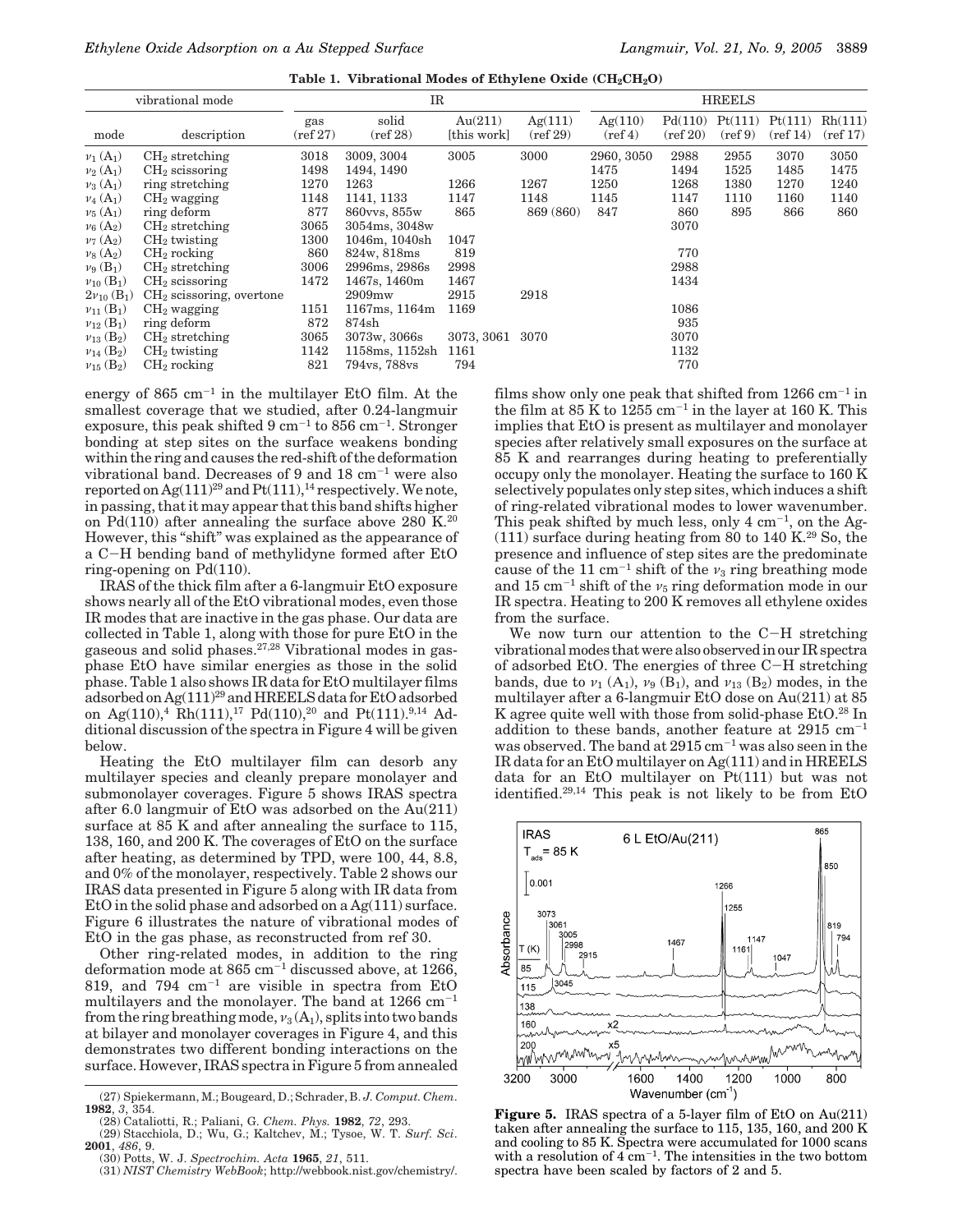**Table 1. Vibrational Modes of Ethylene Oxide ($CH_2CH_2O$)**

| vibrational mode | | IR | | | | HREELS | | | | |
|---|---|---|---|---|---|---|---|---|---|---|
| mode | description | gas (ref 27) | solid (ref 28) | Au(211) [this work] | Ag(111) (ref 29) | Ag(110) (ref 4) | Pd(110) (ref 20) | Pt(111) (ref 9) | Pt(111) (ref 14) | Rh(111) (ref 17) |
| $\nu_1$ ($A_1$) | $CH_2$ stretching | 3018 | 3009, 3004 | 3005 | 3000 | 2960, 3050 | 2988 | 2955 | 3070 | 3050 |
| $\nu_2$ ($A_1$) | $CH_2$ scissoring | 1498 | 1494, 1490 | | | 1475 | 1494 | 1525 | 1485 | 1475 |
| $\nu_3$ ($A_1$) | ring stretching | 1270 | 1263 | 1266 | 1267 | 1250 | 1268 | 1380 | 1270 | 1240 |
| $\nu_4$ ($A_1$) | $CH_2$ wagging | 1148 | 1141, 1133 | 1147 | 1148 | 1145 | 1147 | 1110 | 1160 | 1140 |
| $\nu_5$ ($A_1$) | ring deform | 877 | 860vvs, 855w | 865 | 869 (860) | 847 | 860 | 895 | 866 | 860 |
| $\nu_6$ ($A_2$) | $CH_2$ stretching | 3065 | 3054ms, 3048w | | | | 3070 | | | |
| $\nu_7$ ($A_2$) | $CH_2$ twisting | 1300 | 1046m, 1040sh | 1047 | | | | | | |
| $\nu_8$ ($A_2$) | $CH_2$ rocking | 860 | 824w, 818ms | 819 | | | 770 | | | |
| $\nu_9$ ($B_1$) | $CH_2$ stretching | 3006 | 2996ms, 2986s | 2998 | | | 2988 | | | |
| $\nu_{10}$ ($B_1$) | $CH_2$ scissoring | 1472 | 1467s, 1460m | 1467 | | | 1434 | | | |
| $2\nu_{10}$ ($B_1$) | $CH_2$ scissoring, overtone | | 2909mw | 2915 | 2918 | | | | | |
| $\nu_{11}$ ($B_1$) | $CH_2$ wagging | 1151 | 1167ms, 1164m | 1169 | | | 1086 | | | |
| $\nu_{12}$ ($B_1$) | ring deform | 872 | 874sh | | | | 935 | | | |
| $\nu_{13}$ ($B_2$) | $CH_2$ stretching | 3065 | 3073w, 3066s | 3073, 3061 | 3070 | | 3070 | | | |
| $\nu_{14}$ ($B_2$) | $CH_2$ twisting | 1142 | 1158ms, 1152sh | 1161 | | | 1132 | | | |
| $\nu_{15}$ ($B_2$) | $CH_2$ rocking | 821 | 794vs, 788vs | 794 | | | 770 | | | |

energy of 865 cm$^{-1}$ in the multilayer EtO film. At the smallest coverage that we studied, after 0.24-langmuir exposure, this peak shifted 9 cm$^{-1}$ to 856 cm$^{-1}$. Stronger bonding at step sites on the surface weakens bonding within the ring and causes the red-shift of the deformation vibrational band. Decreases of 9 and 18 cm$^{-1}$ were also reported on Ag(111)[29] and Pt(111),[14] respectively. We note, in passing, that it may appear that this band shifts higher on Pd(110) after annealing the surface above 280 K.[20] However, this "shift" was explained as the appearance of a C−H bending band of methylidyne formed after EtO ring-opening on Pd(110).

IRAS of the thick film after a 6-langmuir EtO exposure shows nearly all of the EtO vibrational modes, even those IR modes that are inactive in the gas phase. Our data are collected in Table 1, along with those for pure EtO in the gaseous and solid phases.[27,28] Vibrational modes in gas-phase EtO have similar energies as those in the solid phase. Table 1 also shows IR data for EtO multilayer films adsorbed on Ag(111)[29] and HREELS data for EtO adsorbed on Ag(110),[4] Rh(111),[17] Pd(110),[20] and Pt(111).[9,14] Additional discussion of the spectra in Figure 4 will be given below.

Heating the EtO multilayer film can desorb any multilayer species and cleanly prepare monolayer and submonolayer coverages. Figure 5 shows IRAS spectra after 6.0 langmuir of EtO was adsorbed on the Au(211) surface at 85 K and after annealing the surface to 115, 138, 160, and 200 K. The coverages of EtO on the surface after heating, as determined by TPD, were 100, 44, 8.8, and 0% of the monolayer, respectively. Table 2 shows our IRAS data presented in Figure 5 along with IR data from EtO in the solid phase and adsorbed on a Ag(111) surface. Figure 6 illustrates the nature of vibrational modes of EtO in the gas phase, as reconstructed from ref 30.

Other ring-related modes, in addition to the ring deformation mode at 865 cm$^{-1}$ discussed above, at 1266, 819, and 794 cm$^{-1}$ are visible in spectra from EtO multilayers and the monolayer. The band at 1266 cm$^{-1}$ from the ring breathing mode, $\nu_3$ ($A_1$), splits into two bands at bilayer and monolayer coverages in Figure 4, and this demonstrates two different bonding interactions on the surface. However, IRAS spectra in Figure 5 from annealed films show only one peak that shifted from 1266 cm$^{-1}$ in the film at 85 K to 1255 cm$^{-1}$ in the layer at 160 K. This implies that EtO is present as multilayer and monolayer species after relatively small exposures on the surface at 85 K and rearranges during heating to preferentially occupy only the monolayer. Heating the surface to 160 K selectively populates only step sites, which induces a shift of ring-related vibrational modes to lower wavenumber. This peak shifted by much less, only 4 cm$^{-1}$, on the Ag(111) surface during heating from 80 to 140 K.[29] So, the presence and influence of step sites are the predominate cause of the 11 cm$^{-1}$ shift of the $\nu_3$ ring breathing mode and 15 cm$^{-1}$ shift of the $\nu_5$ ring deformation mode in our IR spectra. Heating to 200 K removes all ethylene oxides from the surface.

We now turn our attention to the C−H stretching vibrational modes that were also observed in our IR spectra of adsorbed EtO. The energies of three C−H stretching bands, due to $\nu_1$ ($A_1$), $\nu_9$ ($B_1$), and $\nu_{13}$ ($B_2$) modes, in the multilayer after a 6-langmuir EtO dose on Au(211) at 85 K agree quite well with those from solid-phase EtO.[28] In addition to these bands, another feature at 2915 cm$^{-1}$ was observed. The band at 2915 cm$^{-1}$ was also seen in the IR data for an EtO multilayer on Ag(111) and in HREELS data for an EtO multilayer on Pt(111) but was not identified.[29,14] This peak is not likely to be from EtO

**Figure 5.** IRAS spectra of a 5-layer film of EtO on Au(211) taken after annealing the surface to 115, 135, 160, and 200 K and cooling to 85 K. Spectra were accumulated for 1000 scans with a resolution of 4 cm$^{-1}$. The intensities in the two bottom spectra have been scaled by factors of 2 and 5.

(27) Spiekermann, M.; Bougeard, D.; Schrader, B. *J. Comput. Chem.* **1982**, *3*, 354.

(28) Cataliotti, R.; Paliani, G. *Chem. Phys.* **1982**, *72*, 293.

(29) Stacchiola, D.; Wu, G.; Kaltchev, M.; Tysoe, W. T. *Surf. Sci.* **2001**, *486*, 9.

(30) Potts, W. J. *Spectrochim. Acta* **1965**, *21*, 511.

(31) *NIST Chemistry WebBook*; http://webbook.nist.gov/chemistry/.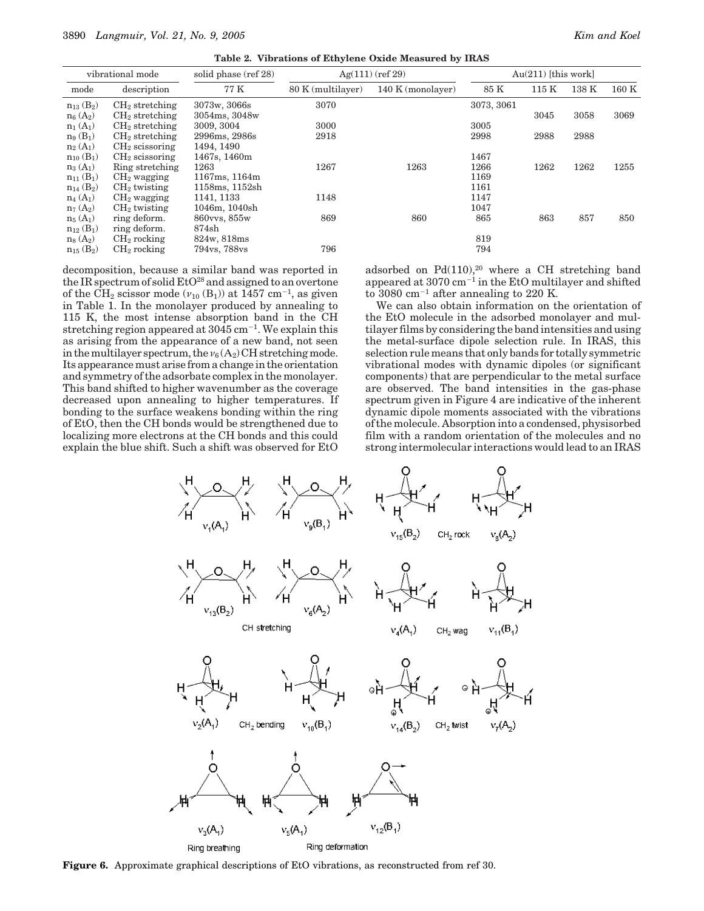**Table 2. Vibrations of Ethylene Oxide Measured by IRAS**

| vibrational mode | | solid phase (ref 28) | Ag(111) (ref 29) | | Au(211) [this work] | | | |
|---|---|---|---|---|---|---|---|---|
| mode | description | 77 K | 80 K (multilayer) | 140 K (monolayer) | 85 K | 115 K | 138 K | 160 K |
| $n_{13}$ ($B_2$) | $CH_2$ stretching | 3073w, 3066s | 3070 | | 3073, 3061 | | | |
| $n_6$ ($A_2$) | $CH_2$ stretching | 3054ms, 3048w | | | | 3045 | 3058 | 3069 |
| $n_1$ ($A_1$) | $CH_2$ stretching | 3009, 3004 | 3000 | | 3005 | | | |
| $n_9$ ($B_1$) | $CH_2$ stretching | 2996ms, 2986s | 2918 | | 2998 | 2988 | 2988 | |
| $n_2$ ($A_1$) | $CH_2$ scissoring | 1494, 1490 | | | | | | |
| $n_{10}$ ($B_1$) | $CH_2$ scissoring | 1467s, 1460m | | | 1467 | | | |
| $n_3$ ($A_1$) | Ring stretching | 1263 | 1267 | 1263 | 1266 | 1262 | 1262 | 1255 |
| $n_{11}$ ($B_1$) | $CH_2$ wagging | 1167ms, 1164m | | | 1169 | | | |
| $n_{14}$ ($B_2$) | $CH_2$ twisting | 1158ms, 1152sh | | | 1161 | | | |
| $n_4$ ($A_1$) | $CH_2$ wagging | 1141, 1133 | 1148 | | 1147 | | | |
| $n_7$ ($A_2$) | $CH_2$ twisting | 1046m, 1040sh | | | 1047 | | | |
| $n_5$ ($A_1$) | ring deform. | 860vvs, 855w | 869 | 860 | 865 | 863 | 857 | 850 |
| $n_{12}$ ($B_1$) | ring deform. | 874sh | | | | | | |
| $n_8$ ($A_2$) | $CH_2$ rocking | 824w, 818ms | | | 819 | | | |
| $n_{15}$ ($B_2$) | $CH_2$ rocking | 794vs, 788vs | 796 | | 794 | | | |

decomposition, because a similar band was reported in the IR spectrum of solid EtO[28] and assigned to an overtone of the $CH_2$ scissor mode ($\nu_{10}$ ($B_1$)) at 1457 $cm^{-1}$, as given in Table 1. In the monolayer produced by annealing to 115 K, the most intense absorption band in the CH stretching region appeared at 3045 $cm^{-1}$. We explain this as arising from the appearance of a new band, not seen in the multilayer spectrum, the $\nu_6$($A_2$) CH stretching mode. Its appearance must arise from a change in the orientation and symmetry of the adsorbate complex in the monolayer. This band shifted to higher wavenumber as the coverage decreased upon annealing to higher temperatures. If bonding to the surface weakens bonding within the ring of EtO, then the CH bonds would be strengthened due to localizing more electrons at the CH bonds and this could explain the blue shift. Such a shift was observed for EtO adsorbed on Pd(110),[20] where a CH stretching band appeared at 3070 $cm^{-1}$ in the EtO multilayer and shifted to 3080 $cm^{-1}$ after annealing to 220 K.

We can also obtain information on the orientation of the EtO molecule in the adsorbed monolayer and multilayer films by considering the band intensities and using the metal-surface dipole selection rule. In IRAS, this selection rule means that only bands for totally symmetric vibrational modes with dynamic dipoles (or significant components) that are perpendicular to the metal surface are observed. The band intensities in the gas-phase spectrum given in Figure 4 are indicative of the inherent dynamic dipole moments associated with the vibrations of the molecule. Absorption into a condensed, physisorbed film with a random orientation of the molecules and no strong intermolecular interactions would lead to an IRAS

**Figure 6.** Approximate graphical descriptions of EtO vibrations, as reconstructed from ref 30.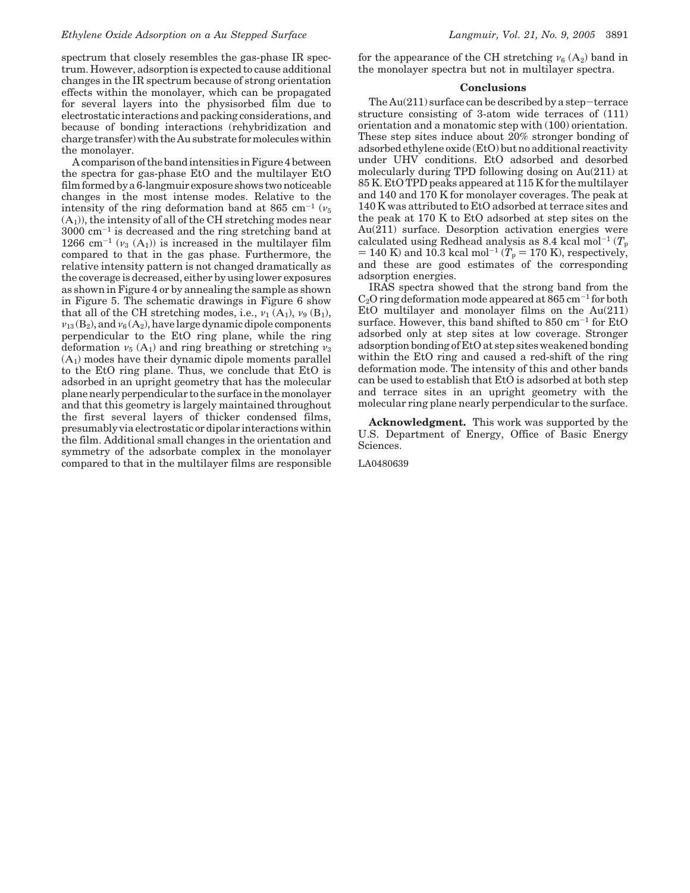spectrum that closely resembles the gas-phase IR spectrum. However, adsorption is expected to cause additional changes in the IR spectrum because of strong orientation effects within the monolayer, which can be propagated for several layers into the physisorbed film due to electrostatic interactions and packing considerations, and because of bonding interactions (rehybridization and charge transfer) with the Au substrate for molecules within the monolayer.

A comparison of the band intensities in Figure 4 between the spectra for gas-phase EtO and the multilayer EtO film formed by a 6-langmuir exposure shows two noticeable changes in the most intense modes. Relative to the intensity of the ring deformation band at 865 $cm^{-1}$ ($\nu_5$ ($A_1$)), the intensity of all of the CH stretching modes near 3000 $cm^{-1}$ is decreased and the ring stretching band at 1266 $cm^{-1}$ ($\nu_3$ ($A_1$)) is increased in the multilayer film compared to that in the gas phase. Furthermore, the relative intensity pattern is not changed dramatically as the coverage is decreased, either by using lower exposures as shown in Figure 4 or by annealing the sample as shown in Figure 5. The schematic drawings in Figure 6 show that all of the CH stretching modes, i.e., $\nu_1$ ($A_1$), $\nu_9$ ($B_1$), $\nu_{13}$ ($B_2$), and $\nu_6$ ($A_2$), have large dynamic dipole components perpendicular to the EtO ring plane, while the ring deformation $\nu_5$ ($A_1$) and ring breathing or stretching $\nu_3$ ($A_1$) modes have their dynamic dipole moments parallel to the EtO ring plane. Thus, we conclude that EtO is adsorbed in an upright geometry that has the molecular plane nearly perpendicular to the surface in the monolayer and that this geometry is largely maintained throughout the first several layers of thicker condensed films, presumably via electrostatic or dipolar interactions within the film. Additional small changes in the orientation and symmetry of the adsorbate complex in the monolayer compared to that in the multilayer films are responsible for the appearance of the CH stretching $\nu_6$ ($A_2$) band in the monolayer spectra but not in multilayer spectra.

## Conclusions

The Au(211) surface can be described by a step–terrace structure consisting of 3-atom wide terraces of (111) orientation and a monatomic step with (100) orientation. These step sites induce about 20% stronger bonding of adsorbed ethylene oxide (EtO) but no additional reactivity under UHV conditions. EtO adsorbed and desorbed molecularly during TPD following dosing on Au(211) at 85 K. EtO TPD peaks appeared at 115 K for the multilayer and 140 and 170 K for monolayer coverages. The peak at 140 K was attributed to EtO adsorbed at terrace sites and the peak at 170 K to EtO adsorbed at step sites on the Au(211) surface. Desorption activation energies were calculated using Redhead analysis as 8.4 kcal $mol^{-1}$ ($T_p$ = 140 K) and 10.3 kcal $mol^{-1}$ ($T_p$ = 170 K), respectively, and these are good estimates of the corresponding adsorption energies.

IRAS spectra showed that the strong band from the $C_2O$ ring deformation mode appeared at 865 $cm^{-1}$ for both EtO multilayer and monolayer films on the Au(211) surface. However, this band shifted to 850 $cm^{-1}$ for EtO adsorbed only at step sites at low coverage. Stronger adsorption bonding of EtO at step sites weakened bonding within the EtO ring and caused a red-shift of the ring deformation mode. The intensity of this and other bands can be used to establish that EtO is adsorbed at both step and terrace sites in an upright geometry with the molecular ring plane nearly perpendicular to the surface.

**Acknowledgment.** This work was supported by the U.S. Department of Energy, Office of Basic Energy Sciences.

LA0480639